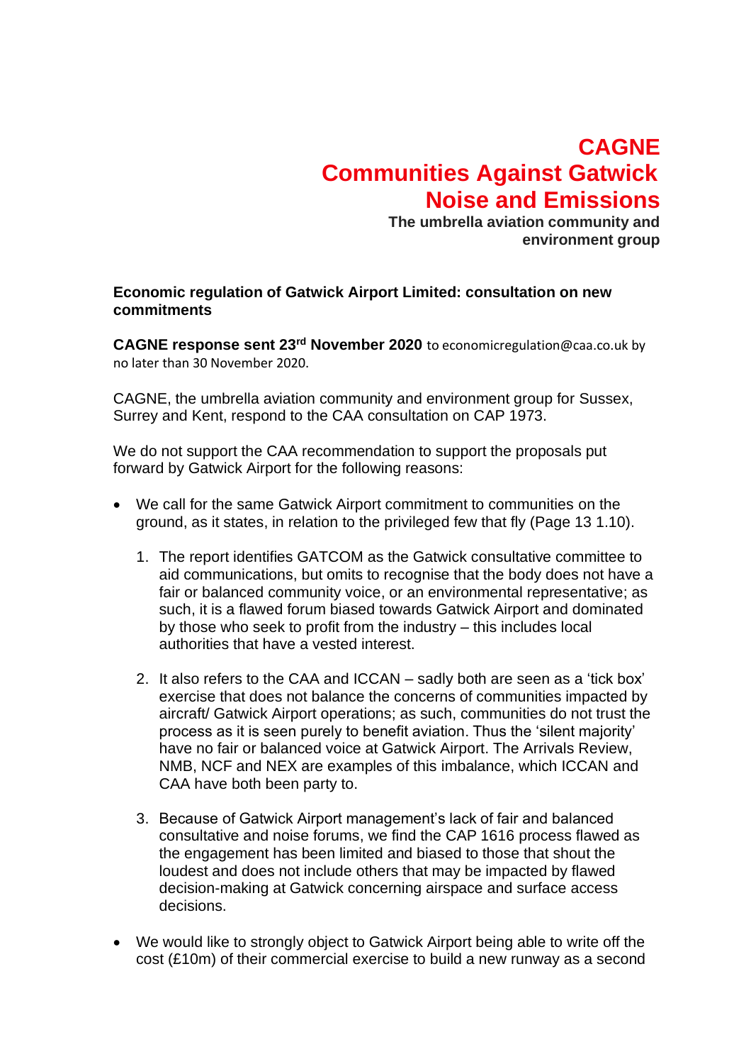# CAGNE
# Communities Against Gatwick Noise and Emissions

**The umbrella aviation community and environment group**

**Economic regulation of Gatwick Airport Limited: consultation on new commitments**

**CAGNE response sent 23rd November 2020** to economicregulation@caa.co.uk by no later than 30 November 2020.

CAGNE, the umbrella aviation community and environment group for Sussex, Surrey and Kent, respond to the CAA consultation on CAP 1973.

We do not support the CAA recommendation to support the proposals put forward by Gatwick Airport for the following reasons:

- We call for the same Gatwick Airport commitment to communities on the ground, as it states, in relation to the privileged few that fly (Page 13 1.10).

    1. The report identifies GATCOM as the Gatwick consultative committee to aid communications, but omits to recognise that the body does not have a fair or balanced community voice, or an environmental representative; as such, it is a flawed forum biased towards Gatwick Airport and dominated by those who seek to profit from the industry – this includes local authorities that have a vested interest.

    2. It also refers to the CAA and ICCAN – sadly both are seen as a 'tick box' exercise that does not balance the concerns of communities impacted by aircraft/ Gatwick Airport operations; as such, communities do not trust the process as it is seen purely to benefit aviation. Thus the 'silent majority' have no fair or balanced voice at Gatwick Airport. The Arrivals Review, NMB, NCF and NEX are examples of this imbalance, which ICCAN and CAA have both been party to.

    3. Because of Gatwick Airport management's lack of fair and balanced consultative and noise forums, we find the CAP 1616 process flawed as the engagement has been limited and biased to those that shout the loudest and does not include others that may be impacted by flawed decision-making at Gatwick concerning airspace and surface access decisions.

- We would like to strongly object to Gatwick Airport being able to write off the cost (£10m) of their commercial exercise to build a new runway as a second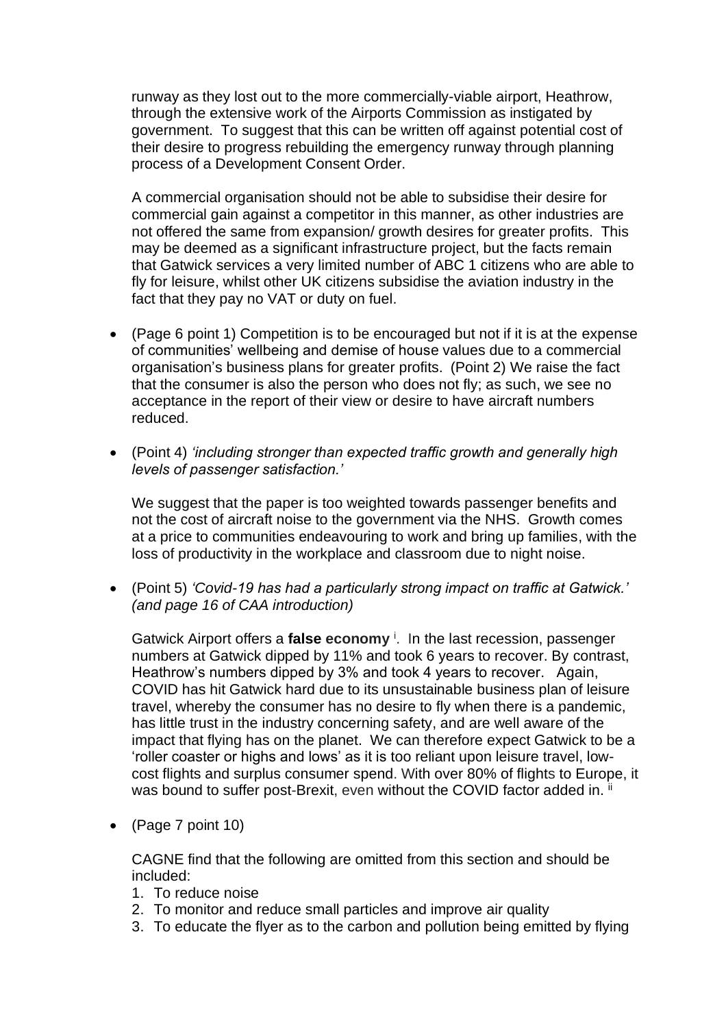runway as they lost out to the more commercially-viable airport, Heathrow, through the extensive work of the Airports Commission as instigated by government. To suggest that this can be written off against potential cost of their desire to progress rebuilding the emergency runway through planning process of a Development Consent Order.

A commercial organisation should not be able to subsidise their desire for commercial gain against a competitor in this manner, as other industries are not offered the same from expansion/ growth desires for greater profits. This may be deemed as a significant infrastructure project, but the facts remain that Gatwick services a very limited number of ABC 1 citizens who are able to fly for leisure, whilst other UK citizens subsidise the aviation industry in the fact that they pay no VAT or duty on fuel.

- (Page 6 point 1) Competition is to be encouraged but not if it is at the expense of communities' wellbeing and demise of house values due to a commercial organisation's business plans for greater profits. (Point 2) We raise the fact that the consumer is also the person who does not fly; as such, we see no acceptance in the report of their view or desire to have aircraft numbers reduced.

- (Point 4) *'including stronger than expected traffic growth and generally high levels of passenger satisfaction.'*

  We suggest that the paper is too weighted towards passenger benefits and not the cost of aircraft noise to the government via the NHS. Growth comes at a price to communities endeavouring to work and bring up families, with the loss of productivity in the workplace and classroom due to night noise.

- (Point 5) *'Covid-19 has had a particularly strong impact on traffic at Gatwick.' (and page 16 of CAA introduction)*

  Gatwick Airport offers a **false economy** [i]. In the last recession, passenger numbers at Gatwick dipped by 11% and took 6 years to recover. By contrast, Heathrow's numbers dipped by 3% and took 4 years to recover. Again, COVID has hit Gatwick hard due to its unsustainable business plan of leisure travel, whereby the consumer has no desire to fly when there is a pandemic, has little trust in the industry concerning safety, and are well aware of the impact that flying has on the planet. We can therefore expect Gatwick to be a 'roller coaster or highs and lows' as it is too reliant upon leisure travel, low-cost flights and surplus consumer spend. With over 80% of flights to Europe, it was bound to suffer post-Brexit, even without the COVID factor added in. [ii]

- (Page 7 point 10)

  CAGNE find that the following are omitted from this section and should be included:

  1. To reduce noise
  2. To monitor and reduce small particles and improve air quality
  3. To educate the flyer as to the carbon and pollution being emitted by flying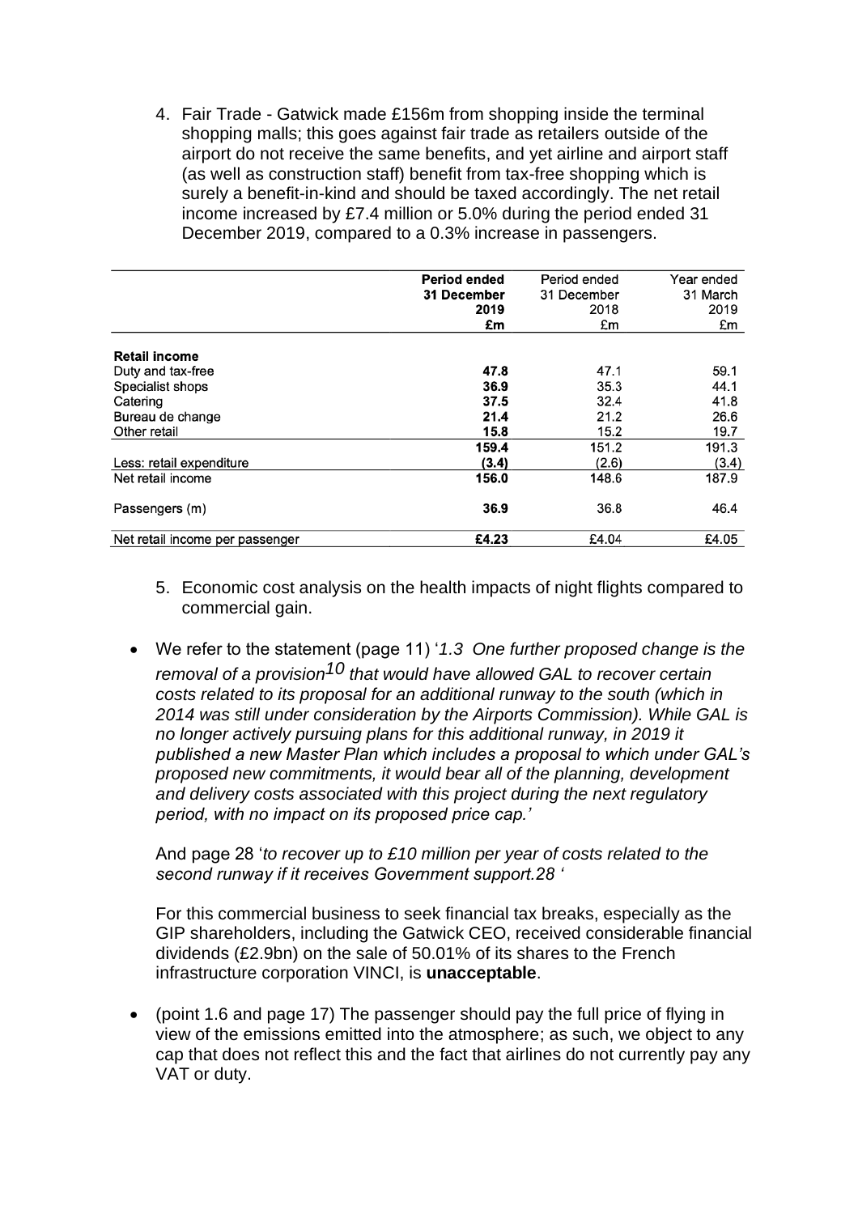4. Fair Trade - Gatwick made £156m from shopping inside the terminal shopping malls; this goes against fair trade as retailers outside of the airport do not receive the same benefits, and yet airline and airport staff (as well as construction staff) benefit from tax-free shopping which is surely a benefit-in-kind and should be taxed accordingly. The net retail income increased by £7.4 million or 5.0% during the period ended 31 December 2019, compared to a 0.3% increase in passengers.

| | **Period ended 31 December 2019 £m** | Period ended 31 December 2018 £m | Year ended 31 March 2019 £m |
|---|---|---|---|
| **Retail income** | | | |
| Duty and tax-free | **47.8** | 47.1 | 59.1 |
| Specialist shops | **36.9** | 35.3 | 44.1 |
| Catering | **37.5** | 32.4 | 41.8 |
| Bureau de change | **21.4** | 21.2 | 26.6 |
| Other retail | **15.8** | 15.2 | 19.7 |
| | **159.4** | 151.2 | 191.3 |
| Less: retail expenditure | **(3.4)** | (2.6) | (3.4) |
| Net retail income | **156.0** | 148.6 | 187.9 |
| Passengers (m) | **36.9** | 36.8 | 46.4 |
| Net retail income per passenger | **£4.23** | £4.04 | £4.05 |

5. Economic cost analysis on the health impacts of night flights compared to commercial gain.

- We refer to the statement (page 11) '*1.3 One further proposed change is the removal of a provision[10] that would have allowed GAL to recover certain costs related to its proposal for an additional runway to the south (which in 2014 was still under consideration by the Airports Commission). While GAL is no longer actively pursuing plans for this additional runway, in 2019 it published a new Master Plan which includes a proposal to which under GAL's proposed new commitments, it would bear all of the planning, development and delivery costs associated with this project during the next regulatory period, with no impact on its proposed price cap.*'

  And page 28 '*to recover up to £10 million per year of costs related to the second runway if it receives Government support.28* '

  For this commercial business to seek financial tax breaks, especially as the GIP shareholders, including the Gatwick CEO, received considerable financial dividends (£2.9bn) on the sale of 50.01% of its shares to the French infrastructure corporation VINCI, is **unacceptable**.

- (point 1.6 and page 17) The passenger should pay the full price of flying in view of the emissions emitted into the atmosphere; as such, we object to any cap that does not reflect this and the fact that airlines do not currently pay any VAT or duty.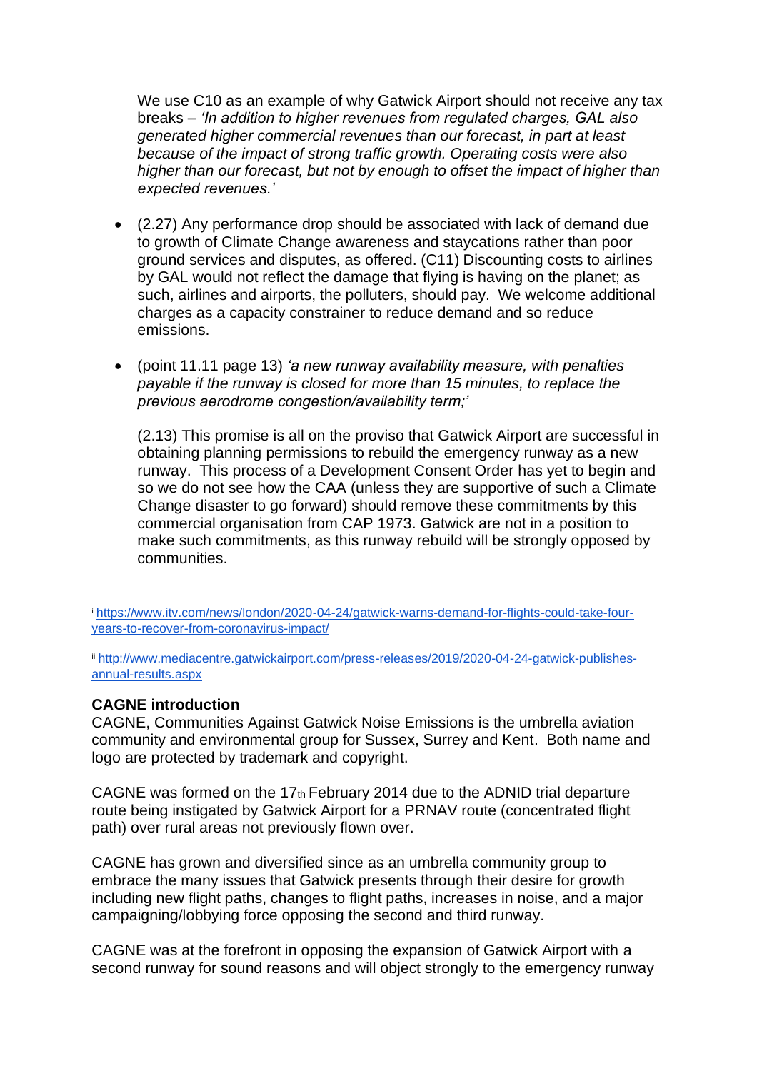We use C10 as an example of why Gatwick Airport should not receive any tax breaks – *'In addition to higher revenues from regulated charges, GAL also generated higher commercial revenues than our forecast, in part at least because of the impact of strong traffic growth. Operating costs were also higher than our forecast, but not by enough to offset the impact of higher than expected revenues.'*

- (2.27) Any performance drop should be associated with lack of demand due to growth of Climate Change awareness and staycations rather than poor ground services and disputes, as offered. (C11) Discounting costs to airlines by GAL would not reflect the damage that flying is having on the planet; as such, airlines and airports, the polluters, should pay. We welcome additional charges as a capacity constrainer to reduce demand and so reduce emissions.

- (point 11.11 page 13) *'a new runway availability measure, with penalties payable if the runway is closed for more than 15 minutes, to replace the previous aerodrome congestion/availability term;'*

  (2.13) This promise is all on the proviso that Gatwick Airport are successful in obtaining planning permissions to rebuild the emergency runway as a new runway. This process of a Development Consent Order has yet to begin and so we do not see how the CAA (unless they are supportive of such a Climate Change disaster to go forward) should remove these commitments by this commercial organisation from CAP 1973. Gatwick are not in a position to make such commitments, as this runway rebuild will be strongly opposed by communities.

---

[i] https://www.itv.com/news/london/2020-04-24/gatwick-warns-demand-for-flights-could-take-four-years-to-recover-from-coronavirus-impact/

[ii] http://www.mediacentre.gatwickairport.com/press-releases/2019/2020-04-24-gatwick-publishes-annual-results.aspx

**CAGNE introduction**

CAGNE, Communities Against Gatwick Noise Emissions is the umbrella aviation community and environmental group for Sussex, Surrey and Kent. Both name and logo are protected by trademark and copyright.

CAGNE was formed on the 17th February 2014 due to the ADNID trial departure route being instigated by Gatwick Airport for a PRNAV route (concentrated flight path) over rural areas not previously flown over.

CAGNE has grown and diversified since as an umbrella community group to embrace the many issues that Gatwick presents through their desire for growth including new flight paths, changes to flight paths, increases in noise, and a major campaigning/lobbying force opposing the second and third runway.

CAGNE was at the forefront in opposing the expansion of Gatwick Airport with a second runway for sound reasons and will object strongly to the emergency runway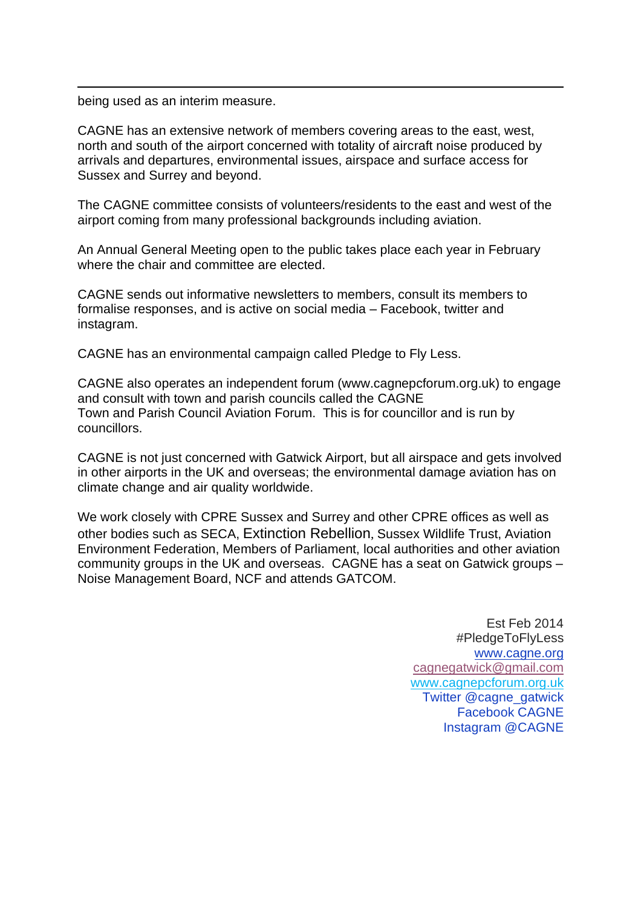being used as an interim measure.

CAGNE has an extensive network of members covering areas to the east, west, north and south of the airport concerned with totality of aircraft noise produced by arrivals and departures, environmental issues, airspace and surface access for Sussex and Surrey and beyond.

The CAGNE committee consists of volunteers/residents to the east and west of the airport coming from many professional backgrounds including aviation.

An Annual General Meeting open to the public takes place each year in February where the chair and committee are elected.

CAGNE sends out informative newsletters to members, consult its members to formalise responses, and is active on social media – Facebook, twitter and instagram.

CAGNE has an environmental campaign called Pledge to Fly Less.

CAGNE also operates an independent forum (www.cagnepcforum.org.uk) to engage and consult with town and parish councils called the CAGNE Town and Parish Council Aviation Forum. This is for councillor and is run by councillors.

CAGNE is not just concerned with Gatwick Airport, but all airspace and gets involved in other airports in the UK and overseas; the environmental damage aviation has on climate change and air quality worldwide.

We work closely with CPRE Sussex and Surrey and other CPRE offices as well as other bodies such as SECA, Extinction Rebellion, Sussex Wildlife Trust, Aviation Environment Federation, Members of Parliament, local authorities and other aviation community groups in the UK and overseas. CAGNE has a seat on Gatwick groups – Noise Management Board, NCF and attends GATCOM.

Est Feb 2014  
#PledgeToFlyLess  
www.cagne.org  
cagnegatwick@gmail.com  
www.cagnepcforum.org.uk  
Twitter @cagne_gatwick  
Facebook CAGNE  
Instagram @CAGNE